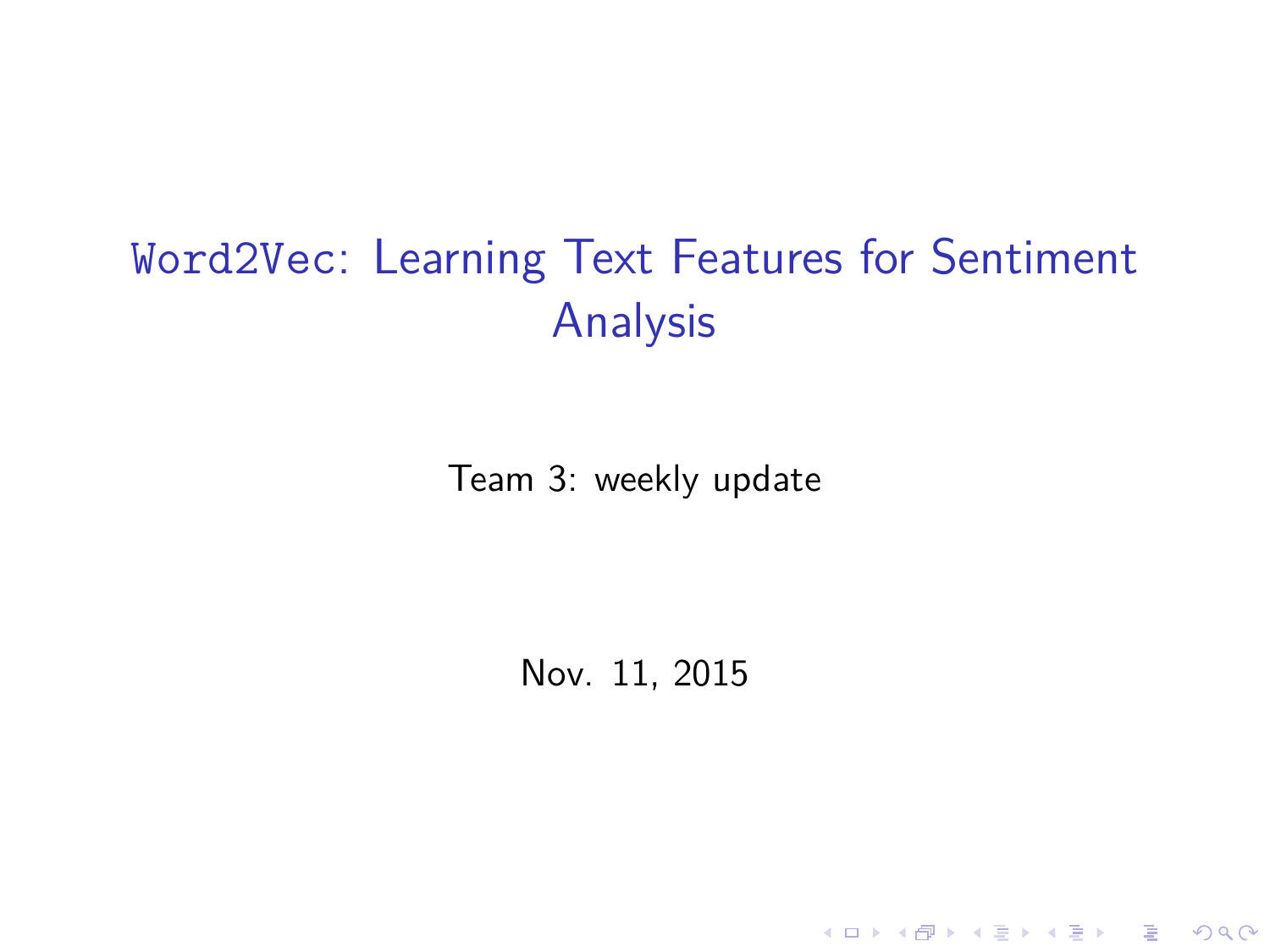# `Word2Vec`: Learning Text Features for Sentiment Analysis

Team 3: weekly update

Nov. 11, 2015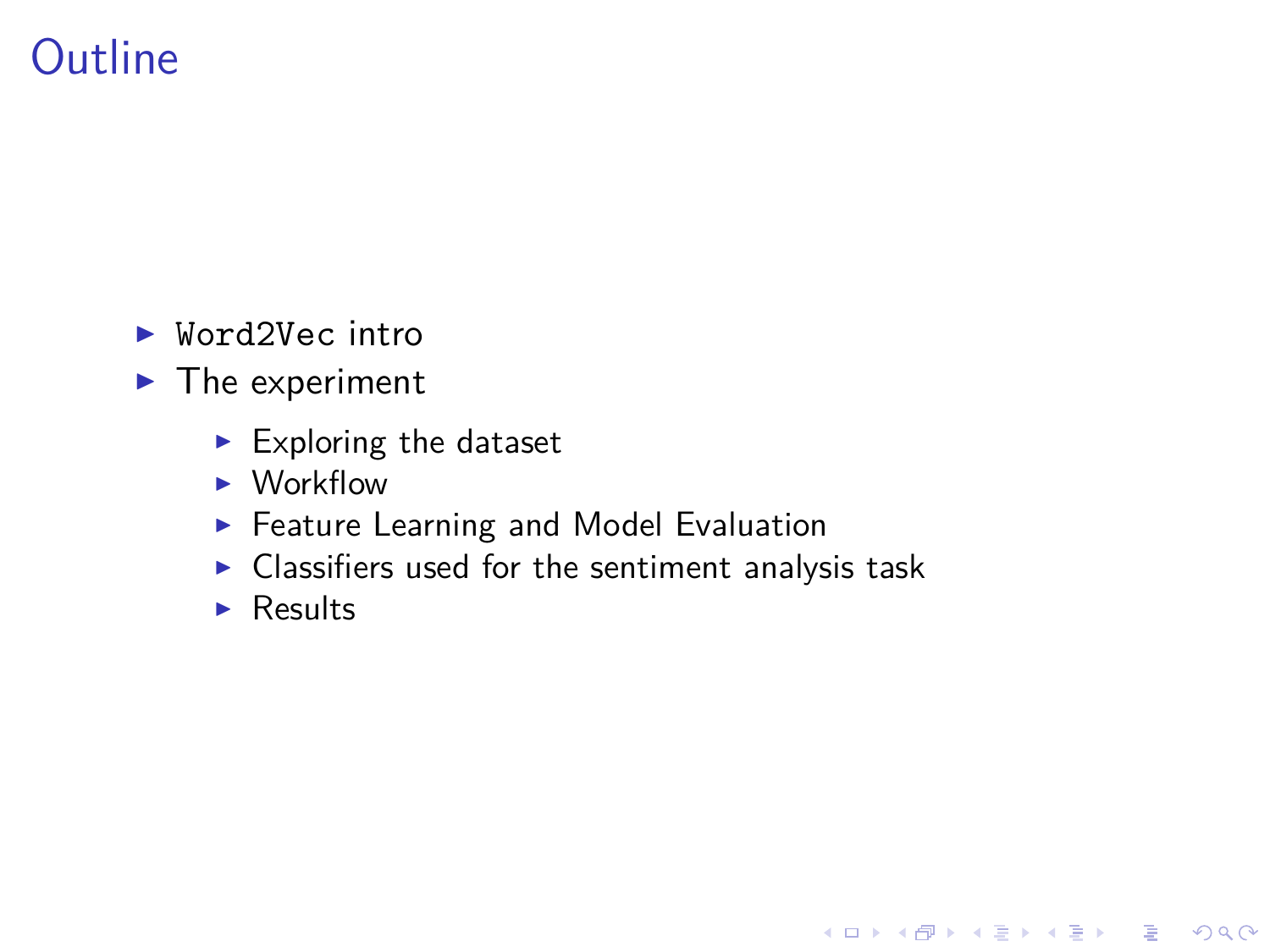# Outline

- `Word2Vec` intro
- The experiment
  - Exploring the dataset
  - Workflow
  - Feature Learning and Model Evaluation
  - Classifiers used for the sentiment analysis task
  - Results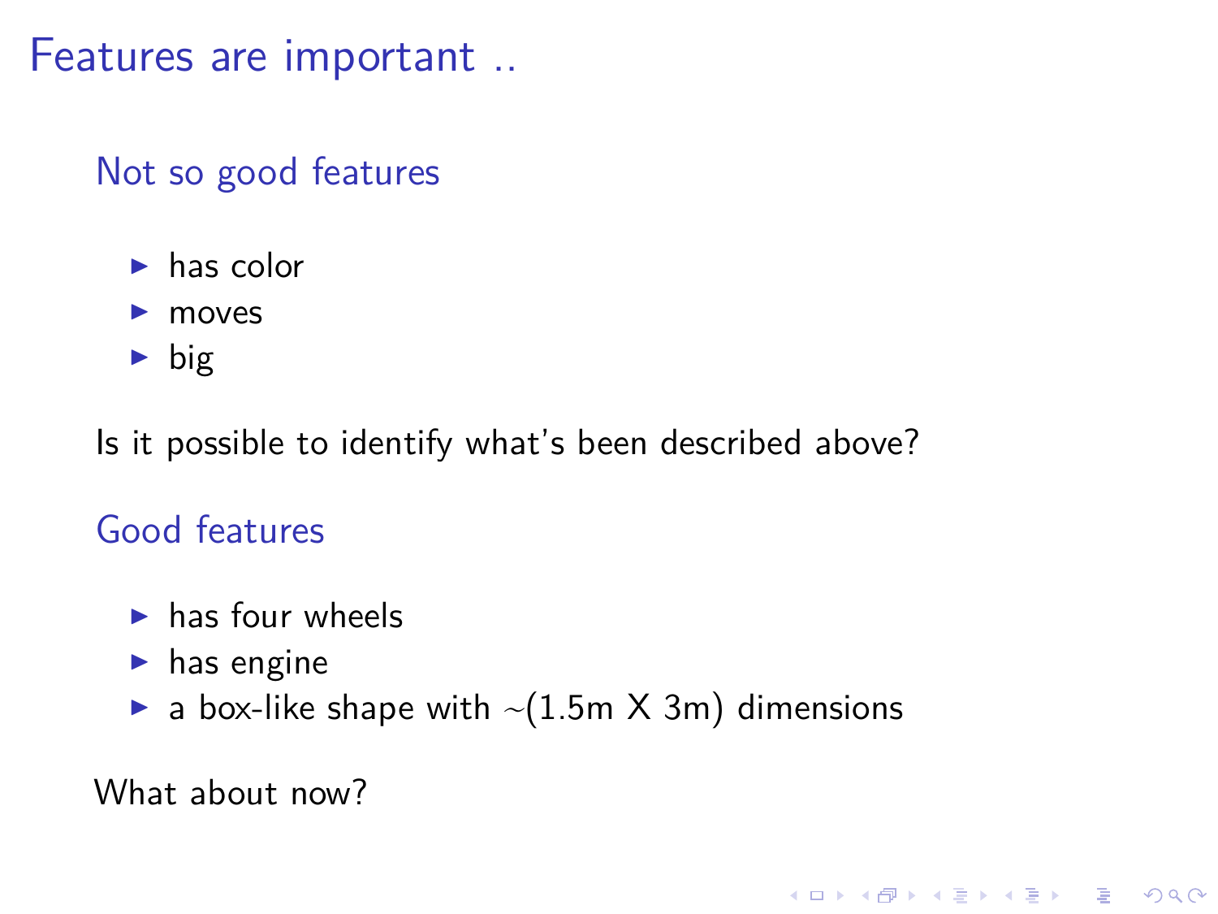# Features are important ..

## Not so good features

- has color
- moves
- big

Is it possible to identify what's been described above?

## Good features

- has four wheels
- has engine
- a box-like shape with ∼(1.5m X 3m) dimensions

What about now?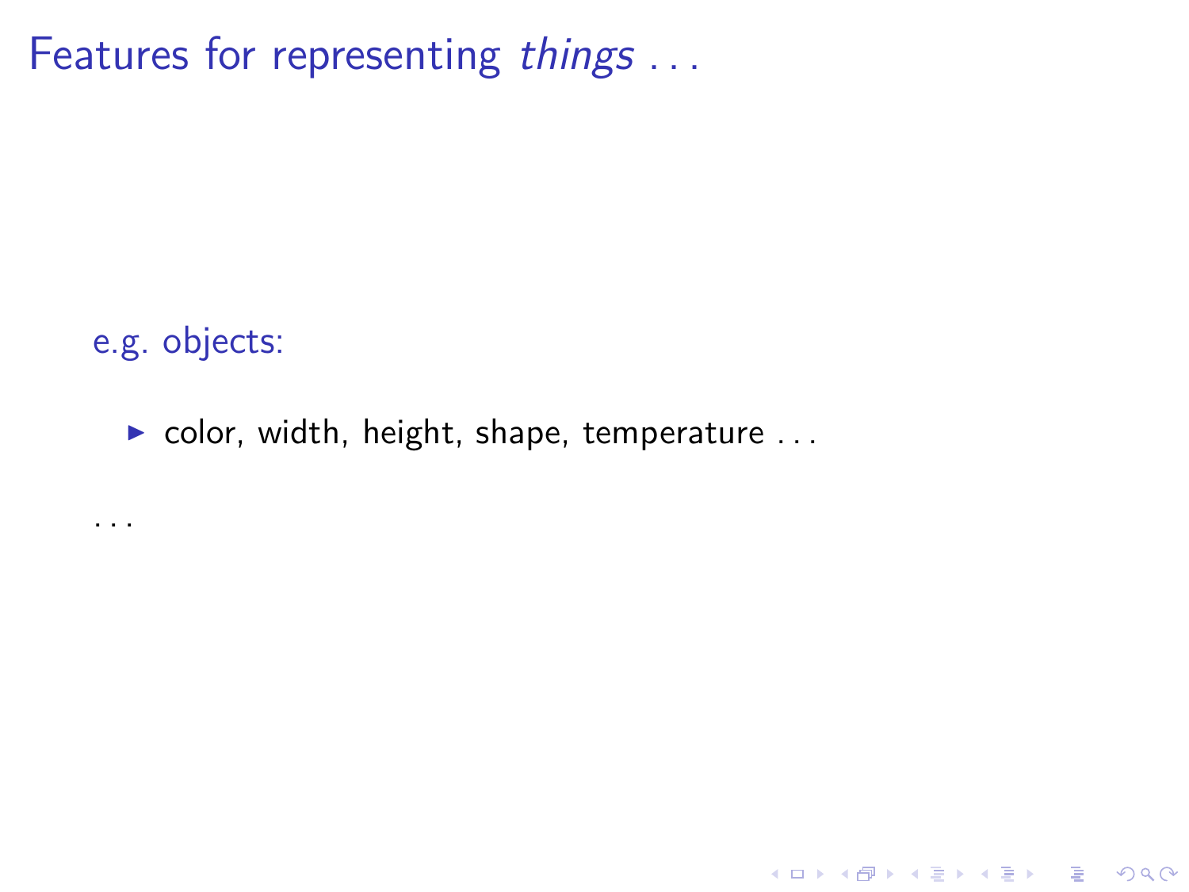# Features for representing *things* . . .

e.g. objects:

- color, width, height, shape, temperature . . .

. . .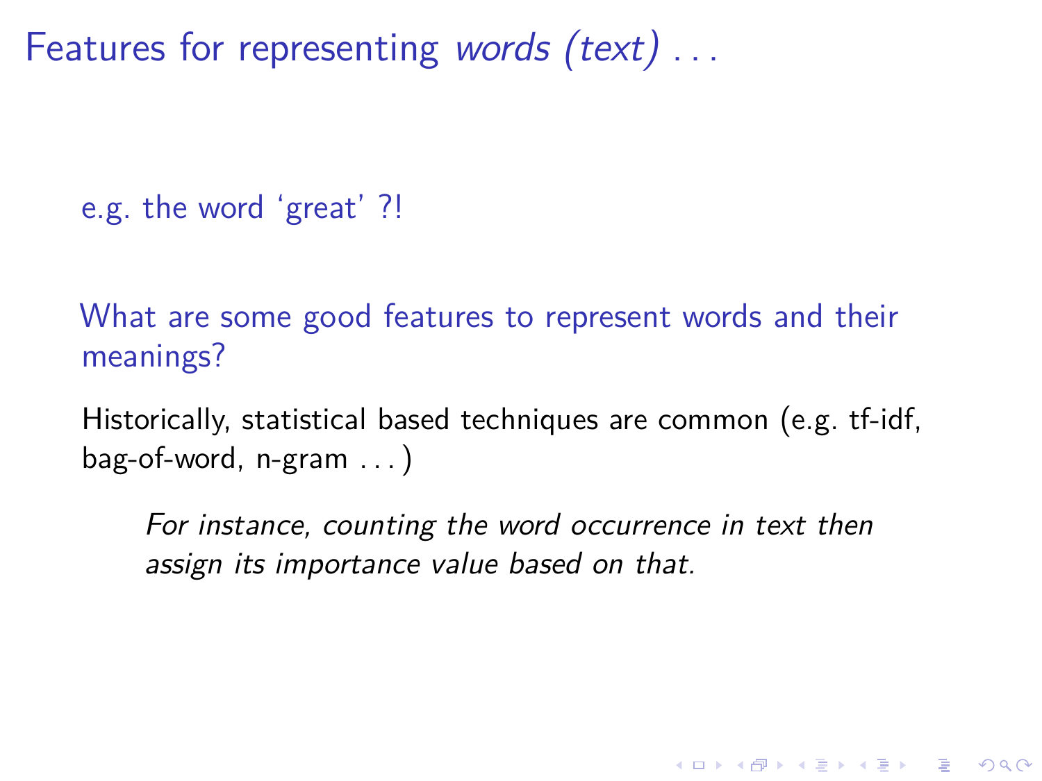# Features for representing *words (text)* . . .

e.g. the word ‘great’ ?!

What are some good features to represent words and their meanings?

Historically, statistical based techniques are common (e.g. tf-idf, bag-of-word, n-gram . . . )

> *For instance, counting the word occurrence in text then assign its importance value based on that.*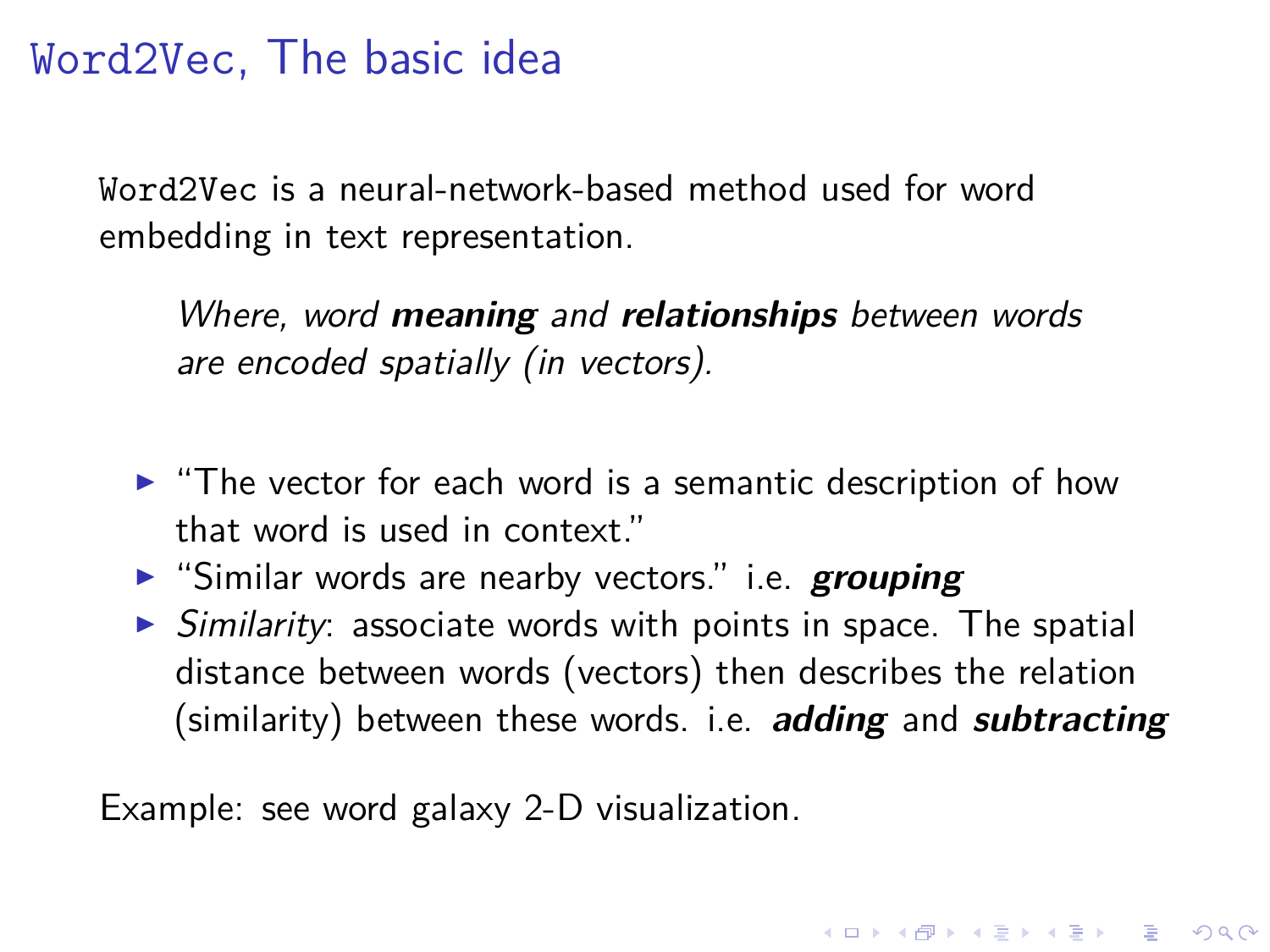# Word2Vec, The basic idea

`Word2Vec` is a neural-network-based method used for word embedding in text representation.

> *Where, word **meaning** and **relationships** between words are encoded spatially (in vectors).*

- "The vector for each word is a semantic description of how that word is used in context."
- "Similar words are nearby vectors." i.e. ***grouping***
- *Similarity*: associate words with points in space. The spatial distance between words (vectors) then describes the relation (similarity) between these words. i.e. ***adding*** and ***subtracting***

Example: see word galaxy 2-D visualization.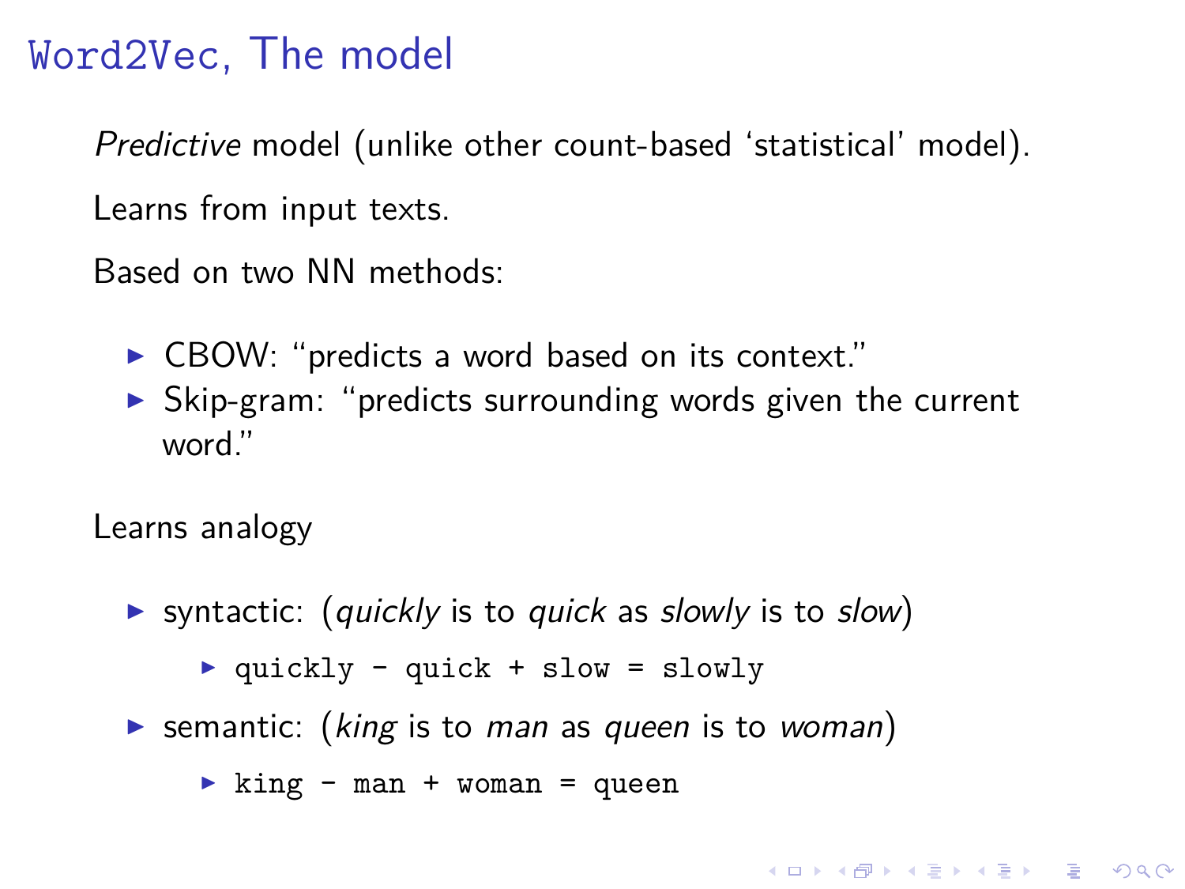# Word2Vec, The model

*Predictive* model (unlike other count-based 'statistical' model).

Learns from input texts.

Based on two NN methods:

- CBOW: "predicts a word based on its context."
- Skip-gram: "predicts surrounding words given the current word."

Learns analogy

- syntactic: (*quickly* is to *quick* as *slowly* is to *slow*)
  - `quickly - quick + slow = slowly`
- semantic: (*king* is to *man* as *queen* is to *woman*)
  - `king - man + woman = queen`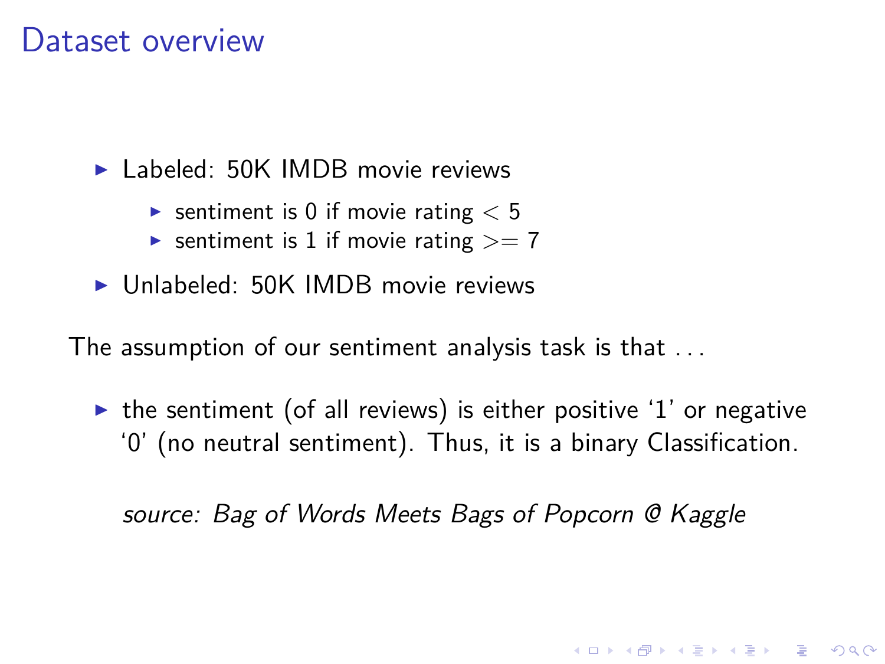# Dataset overview

- Labeled: 50K IMDB movie reviews
  - sentiment is 0 if movie rating $< 5$
  - sentiment is 1 if movie rating $>= 7$
- Unlabeled: 50K IMDB movie reviews

The assumption of our sentiment analysis task is that ...

- the sentiment (of all reviews) is either positive '1' or negative '0' (no neutral sentiment). Thus, it is a binary Classification.

  *source: Bag of Words Meets Bags of Popcorn @ Kaggle*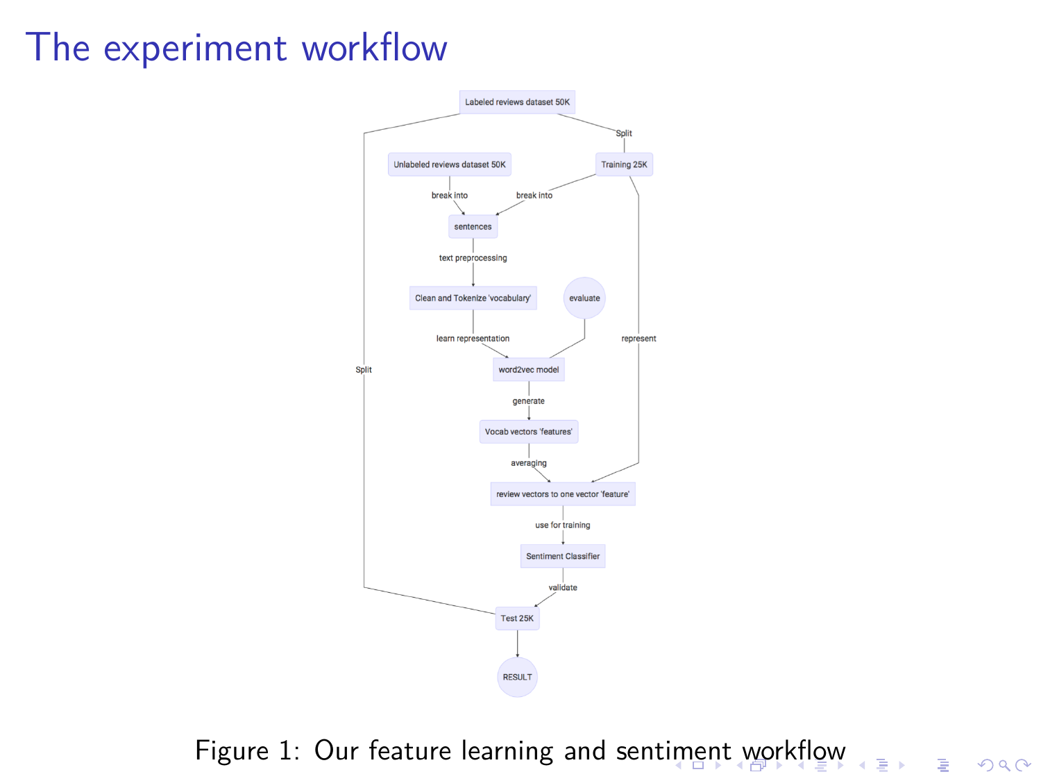# The experiment workflow

Figure 1: Our feature learning and sentiment workflow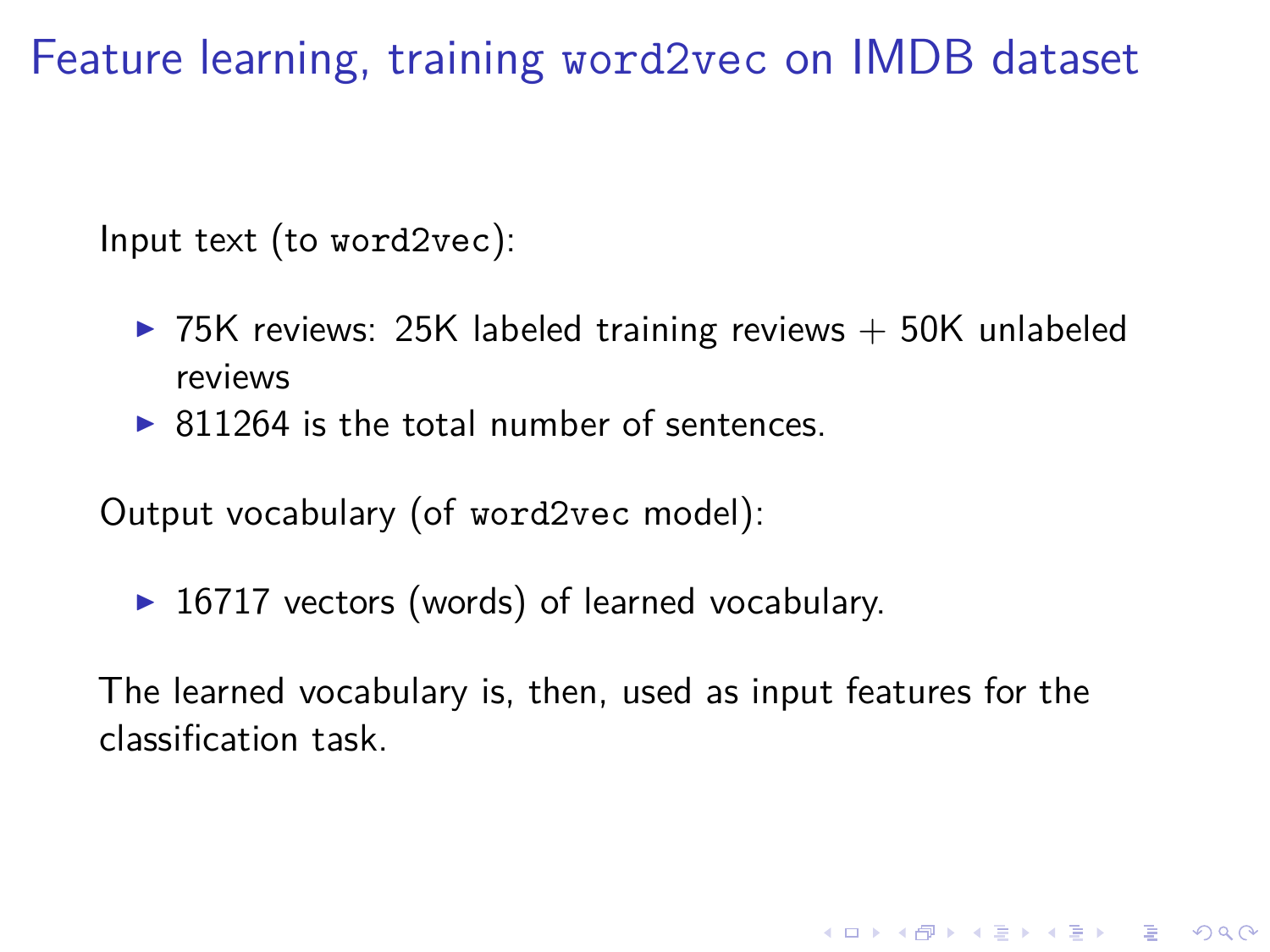# Feature learning, training `word2vec` on IMDB dataset

Input text (to `word2vec`):

- 75K reviews: 25K labeled training reviews + 50K unlabeled reviews
- 811264 is the total number of sentences.

Output vocabulary (of `word2vec` model):

- 16717 vectors (words) of learned vocabulary.

The learned vocabulary is, then, used as input features for the classification task.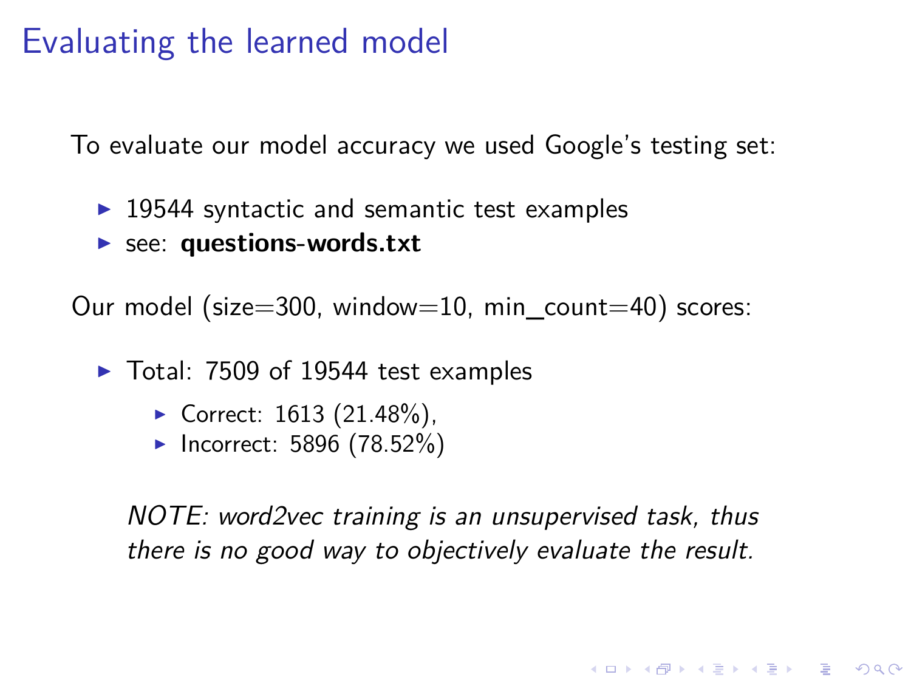# Evaluating the learned model

To evaluate our model accuracy we used Google's testing set:

- 19544 syntactic and semantic test examples
- see: **questions-words.txt**

Our model (size=300, window=10, min_count=40) scores:

- Total: 7509 of 19544 test examples
  - Correct: 1613 (21.48%),
  - Incorrect: 5896 (78.52%)

*NOTE: word2vec training is an unsupervised task, thus there is no good way to objectively evaluate the result.*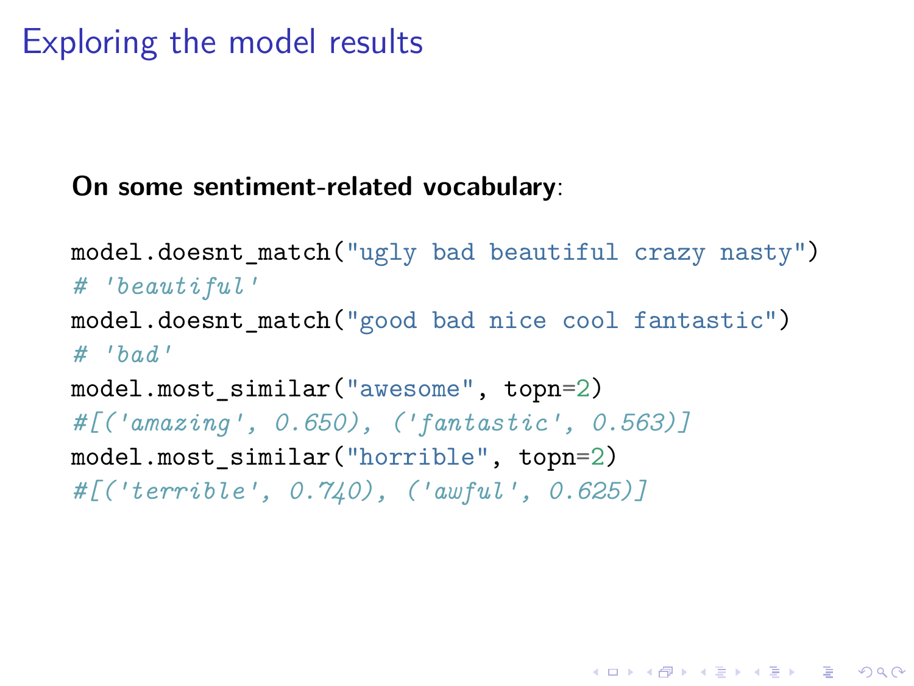# Exploring the model results

**On some sentiment-related vocabulary**:

```
model.doesnt_match("ugly bad beautiful crazy nasty")
# 'beautiful'
model.doesnt_match("good bad nice cool fantastic")
# 'bad'
model.most_similar("awesome", topn=2)
#[('amazing', 0.650), ('fantastic', 0.563)]
model.most_similar("horrible", topn=2)
#[('terrible', 0.740), ('awful', 0.625)]
```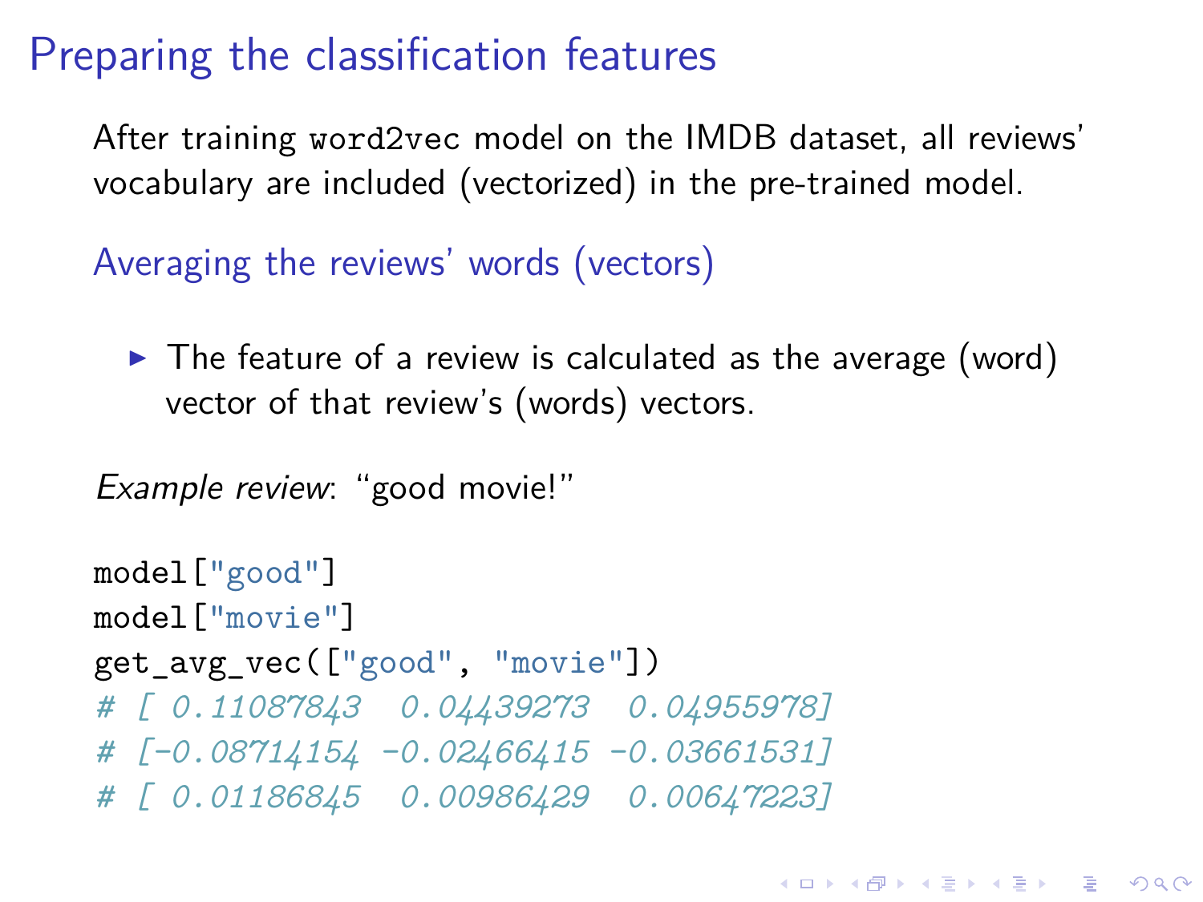# Preparing the classification features

After training `word2vec` model on the IMDB dataset, all reviews' vocabulary are included (vectorized) in the pre-trained model.

## Averaging the reviews' words (vectors)

- The feature of a review is calculated as the average (word) vector of that review's (words) vectors.

*Example review*: "good movie!"

```
model["good"]
model["movie"]
get_avg_vec(["good", "movie"])
# [ 0.11087843  0.04439273  0.04955978]
# [-0.08714154 -0.02466415 -0.03661531]
# [ 0.01186845  0.00986429  0.00647223]
```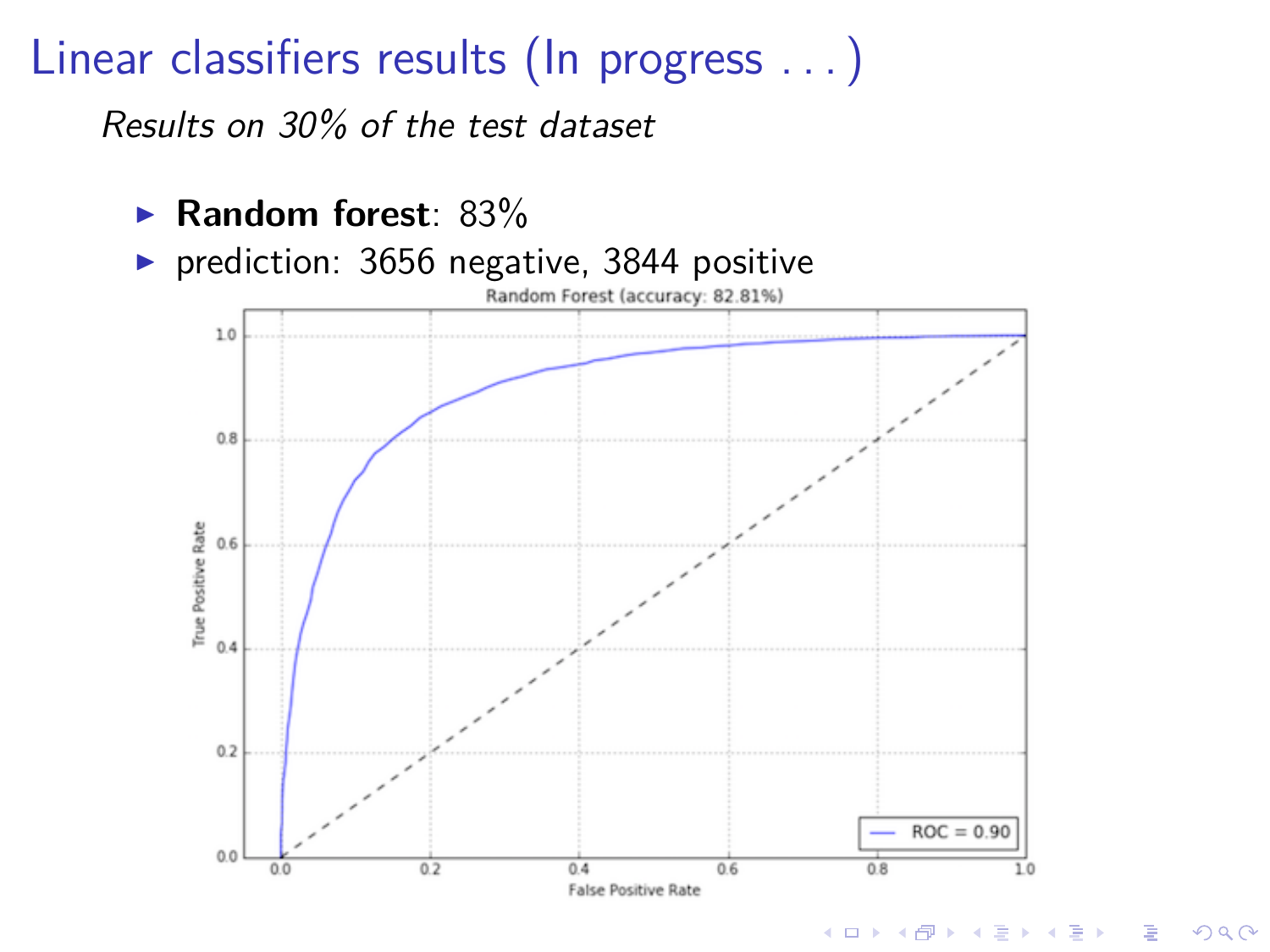# Linear classifiers results (In progress . . . )

*Results on 30% of the test dataset*

- **Random forest**: 83%
- prediction: 3656 negative, 3844 positive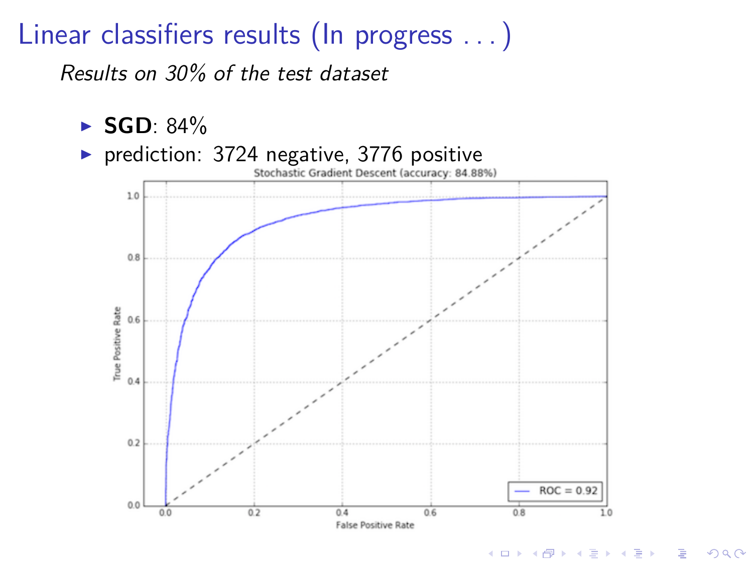# Linear classifiers results (In progress . . . )

*Results on 30% of the test dataset*

- **SGD**: 84%
- prediction: 3724 negative, 3776 positive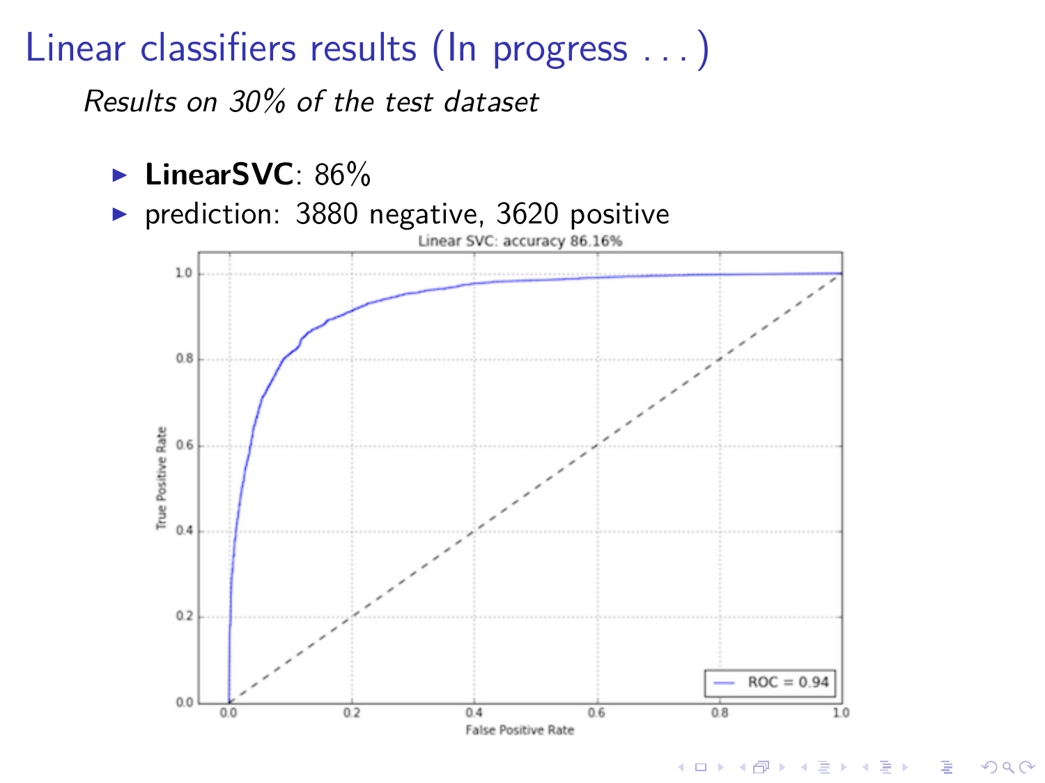# Linear classifiers results (In progress ...)

*Results on 30% of the test dataset*

- **LinearSVC**: 86%
- prediction: 3880 negative, 3620 positive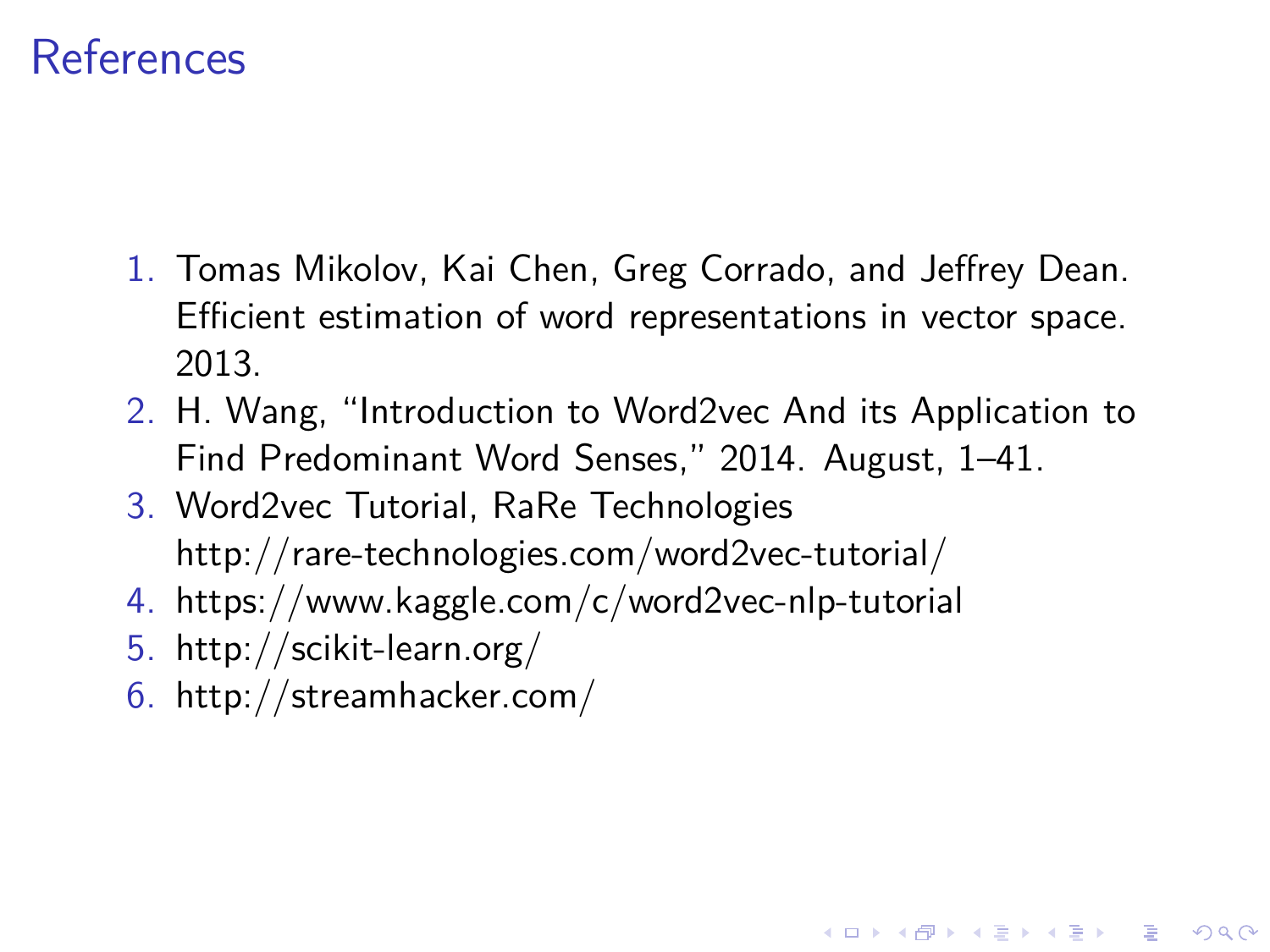# References

1. Tomas Mikolov, Kai Chen, Greg Corrado, and Jeffrey Dean. Efficient estimation of word representations in vector space. 2013.
2. H. Wang, "Introduction to Word2vec And its Application to Find Predominant Word Senses," 2014. August, 1–41.
3. Word2vec Tutorial, RaRe Technologies http://rare-technologies.com/word2vec-tutorial/
4. https://www.kaggle.com/c/word2vec-nlp-tutorial
5. http://scikit-learn.org/
6. http://streamhacker.com/